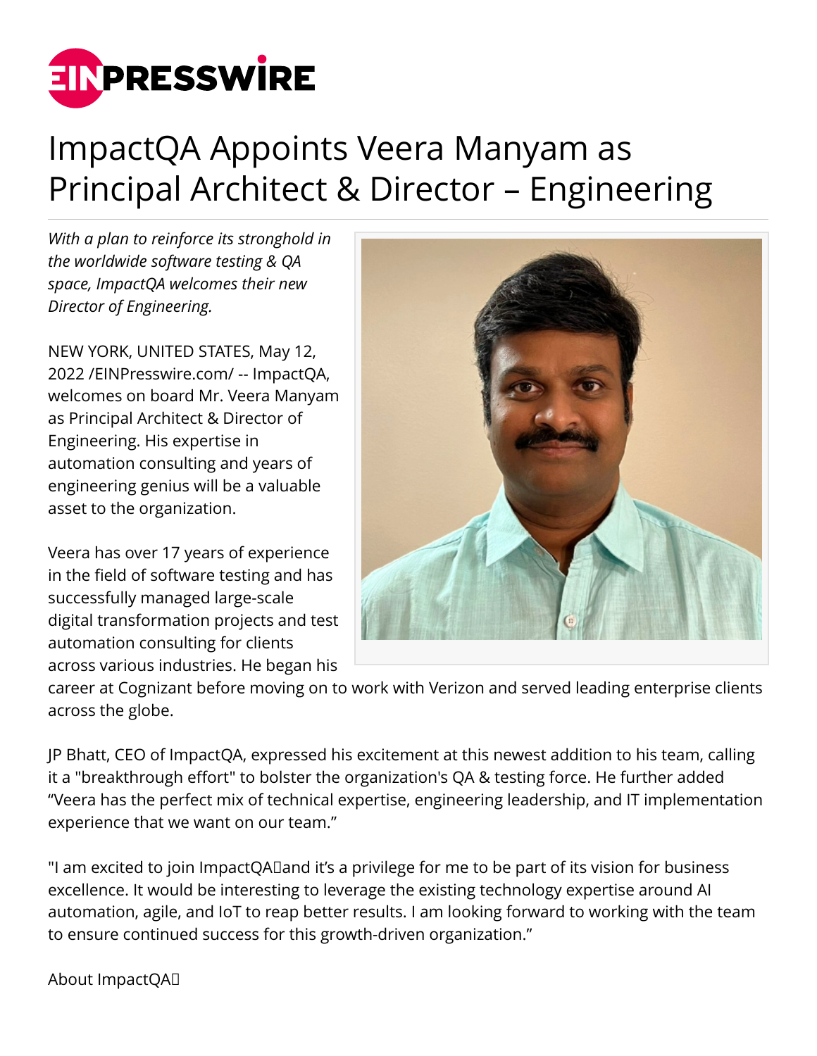# ImpactQA Appoints Veera Manyam as Principal Architect & Director – Engineering

*With a plan to reinforce its stronghold in the worldwide software testing & QA space, ImpactQA welcomes their new Director of Engineering.*

NEW YORK, UNITED STATES, May 12, 2022 /EINPresswire.com/ -- ImpactQA, welcomes on board Mr. Veera Manyam as Principal Architect & Director of Engineering. His expertise in automation consulting and years of engineering genius will be a valuable asset to the organization.

Veera has over 17 years of experience in the field of software testing and has successfully managed large-scale digital transformation projects and test automation consulting for clients across various industries. He began his career at Cognizant before moving on to work with Verizon and served leading enterprise clients across the globe.

JP Bhatt, CEO of ImpactQA, expressed his excitement at this newest addition to his team, calling it a "breakthrough effort" to bolster the organization's QA & testing force. He further added "Veera has the perfect mix of technical expertise, engineering leadership, and IT implementation experience that we want on our team."

"I am excited to join ImpactQA and it's a privilege for me to be part of its vision for business excellence. It would be interesting to leverage the existing technology expertise around AI automation, agile, and IoT to reap better results. I am looking forward to working with the team to ensure continued success for this growth-driven organization."

About ImpactQA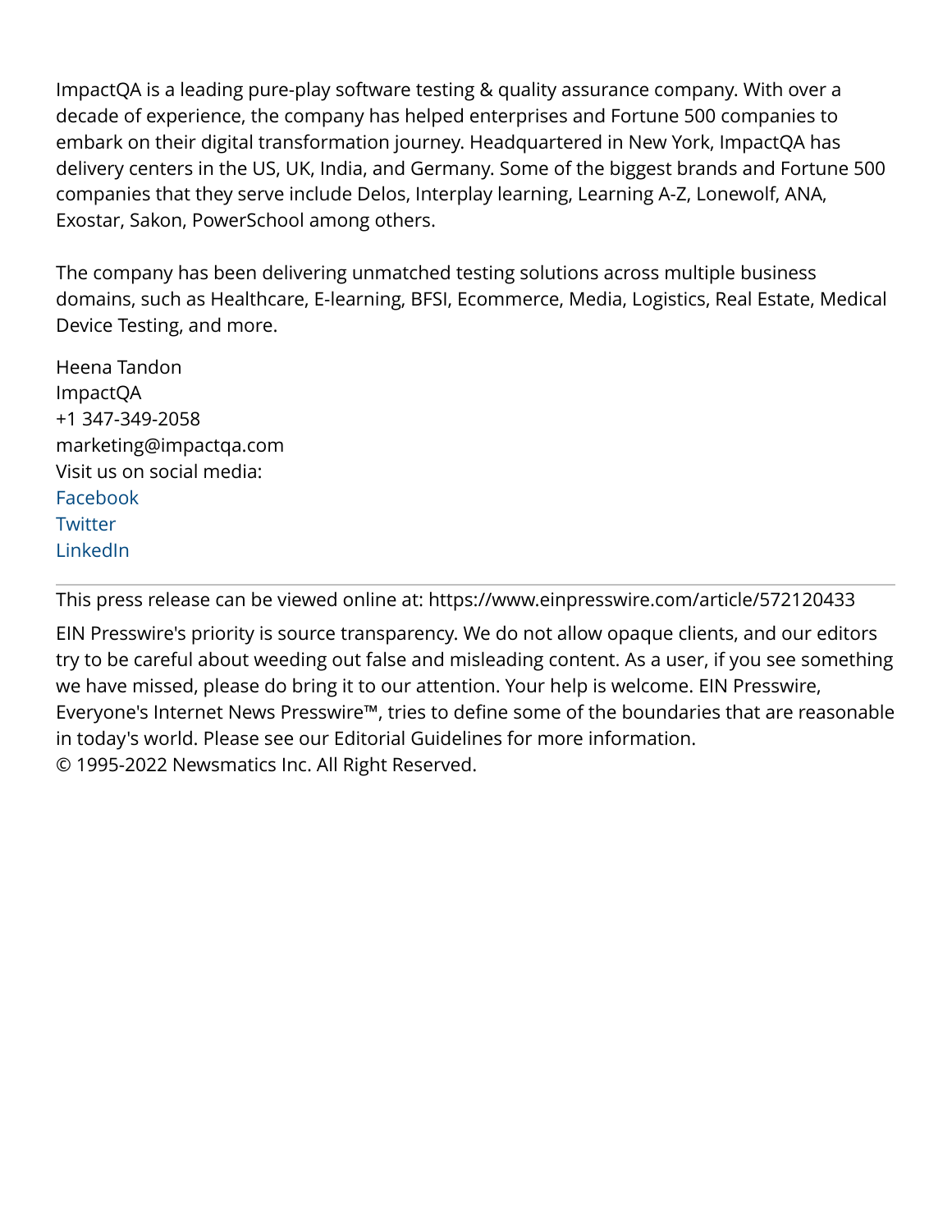ImpactQA is a leading pure-play software testing & quality assurance company. With over a decade of experience, the company has helped enterprises and Fortune 500 companies to embark on their digital transformation journey. Headquartered in New York, ImpactQA has delivery centers in the US, UK, India, and Germany. Some of the biggest brands and Fortune 500 companies that they serve include Delos, Interplay learning, Learning A-Z, Lonewolf, ANA, Exostar, Sakon, PowerSchool among others.

The company has been delivering unmatched testing solutions across multiple business domains, such as Healthcare, E-learning, BFSI, Ecommerce, Media, Logistics, Real Estate, Medical Device Testing, and more.

Heena Tandon
ImpactQA
+1 347-349-2058
marketing@impactqa.com
Visit us on social media:
Facebook
Twitter
LinkedIn

---

This press release can be viewed online at: https://www.einpresswire.com/article/572120433

EIN Presswire's priority is source transparency. We do not allow opaque clients, and our editors try to be careful about weeding out false and misleading content. As a user, if you see something we have missed, please do bring it to our attention. Your help is welcome. EIN Presswire, Everyone's Internet News Presswire™, tries to define some of the boundaries that are reasonable in today's world. Please see our Editorial Guidelines for more information.
© 1995-2022 Newsmatics Inc. All Right Reserved.